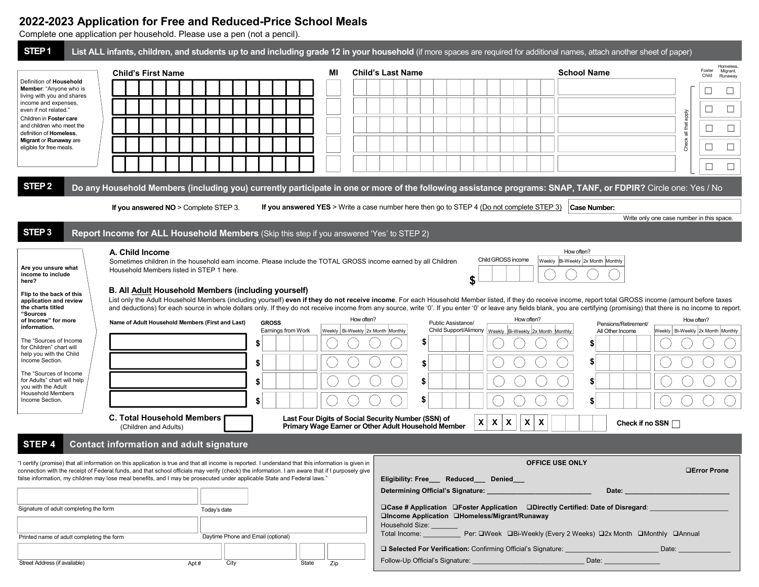# 2022-2023 Application for Free and Reduced-Price School Meals

Complete one application per household. Please use a pen (not a pencil).

## STEP 1 List ALL infants, children, and students up to and including grade 12 in your household (if more spaces are required for additional names, attach another sheet of paper)

Definition of **Household Member**: "Anyone who is living with you and shares income and expenses, even if not related."

Children in **Foster care** and children who meet the definition of **Homeless**, **Migrant** or **Runaway** are eligible for free meals.

| Child's First Name | MI | Child's Last Name | School Name | Foster Child | Homeless, Migrant, Runaway |
|---|---|---|---|---|---|
| | | | | ☐ | ☐ |
| | | | | ☐ | ☐ |
| | | | | ☐ | ☐ |
| | | | | ☐ | ☐ |
| | | | | ☐ | ☐ |

Check all that apply

## STEP 2 Do any Household Members (including you) currently participate in one or more of the following assistance programs: SNAP, TANF, or FDPIR? Circle one: Yes / No

**If you answered NO** > Complete STEP 3. **If you answered YES** > Write a case number here then go to STEP 4 (Do not complete STEP 3) **Case Number:**

Write only one case number in this space.

## STEP 3 Report Income for ALL Household Members (Skip this step if you answered 'Yes' to STEP 2)

**Are you unsure what income to include here?**

**Flip to the back of this application and review the charts titled "Sources of Income" for more information.**

The "Sources of Income for Children" chart will help you with the Child Income Section.

The "Sources of Income for Adults" chart will help you with the Adult Household Members Income Section.

### A. Child Income

Sometimes children in the household earn income. Please include the TOTAL GROSS income earned by all Children Household Members listed in STEP 1 here.

| Child GROSS income | How often? Weekly | Bi-Weekly | 2x Month | Monthly |
|---|---|---|---|---|
| $ | ◯ | ◯ | ◯ | ◯ |

### B. All Adult Household Members (including yourself)

List only the Adult Household Members (including yourself) **even if they do not receive income**. For each Household Member listed, if they do receive income, report total GROSS income (amount before taxes and deductions) for each source in whole dollars only. If they do not receive income from any source, write '0'. If you enter '0' or leave any fields blank, you are certifying (promising) that there is no income to report.

| Name of Adult Household Members (First and Last) | GROSS Earnings from Work | How often? Weekly | Bi-Weekly | 2x Month | Monthly | Public Assistance/ Child Support/Alimony | How often? Weekly | Bi-Weekly | 2x Month | Monthly | Pensions/Retirement/ All Other Income | How often? Weekly | Bi-Weekly | 2x Month | Monthly |
|---|---|---|---|---|---|---|---|---|---|---|---|---|---|---|---|
| | $ | ◯ | ◯ | ◯ | ◯ | $ | ◯ | ◯ | ◯ | ◯ | $ | ◯ | ◯ | ◯ | ◯ |
| | $ | ◯ | ◯ | ◯ | ◯ | $ | ◯ | ◯ | ◯ | ◯ | $ | ◯ | ◯ | ◯ | ◯ |
| | $ | ◯ | ◯ | ◯ | ◯ | $ | ◯ | ◯ | ◯ | ◯ | $ | ◯ | ◯ | ◯ | ◯ |
| | $ | ◯ | ◯ | ◯ | ◯ | $ | ◯ | ◯ | ◯ | ◯ | $ | ◯ | ◯ | ◯ | ◯ |

### C. Total Household Members (Children and Adults)

**Last Four Digits of Social Security Number (SSN) of Primary Wage Earner or Other Adult Household Member** X X X - X X - ____

**Check if no SSN** ☐

## STEP 4 Contact information and adult signature

"I certify (promise) that all information on this application is true and that all income is reported. I understand that this information is given in connection with the receipt of Federal funds, and that school officials may verify (check) the information. I am aware that if I purposely give false information, my children may lose meal benefits, and I may be prosecuted under applicable State and Federal laws."

Signature of adult completing the form | Today's date

Printed name of adult completing the form | Daytime Phone and Email (optional)

Street Address (if available) | Apt # | City | State | Zip

**OFFICE USE ONLY**

❑**Error Prone**

**Eligibility: Free___ Reduced___ Denied___**

**Determining Official's Signature:** ____________________ **Date:** ____________________

❑**Case # Application** ❑**Foster Application** ❑**Directly Certified: Date of Disregard**: ____________________

❑**Income Application** ❑**Homeless/Migrant/Runaway**

Household Size: _______

Total Income: __________ Per: ❑Week ❑Bi-Weekly (Every 2 Weeks) ❑2x Month ❑Monthly ❑Annual

❑ **Selected For Verification:** Confirming Official's Signature: ____________________ Date: ____________

Follow-Up Official's Signature: ____________________ Date: ____________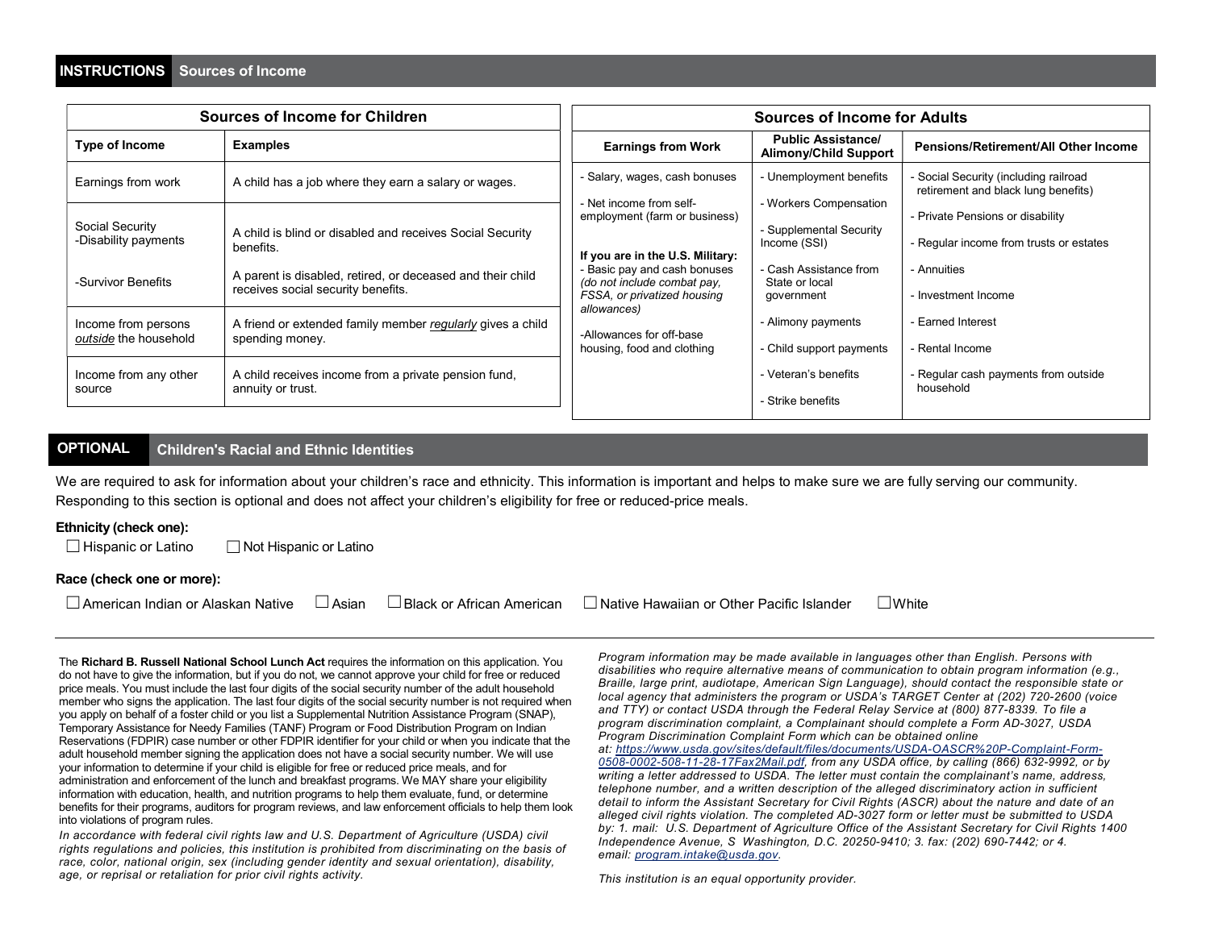## INSTRUCTIONS Sources of Income

### Sources of Income for Children

| Type of Income | Examples |
|---|---|
| Earnings from work | A child has a job where they earn a salary or wages. |
| Social Security<br>-Disability payments<br><br>-Survivor Benefits | A child is blind or disabled and receives Social Security benefits.<br><br>A parent is disabled, retired, or deceased and their child receives social security benefits. |
| Income from persons *outside* the household | A friend or extended family member *regularly* gives a child spending money. |
| Income from any other source | A child receives income from a private pension fund, annuity or trust. |

### Sources of Income for Adults

| Earnings from Work | Public Assistance/ Alimony/Child Support | Pensions/Retirement/All Other Income |
|---|---|---|
| - Salary, wages, cash bonuses<br><br>- Net income from self-employment (farm or business)<br><br>**If you are in the U.S. Military:**<br>- Basic pay and cash bonuses *(do not include combat pay, FSSA, or privatized housing allowances)*<br><br>-Allowances for off-base housing, food and clothing | - Unemployment benefits<br><br>- Workers Compensation<br><br>- Supplemental Security Income (SSI)<br><br>- Cash Assistance from State or local government<br><br>- Alimony payments<br><br>- Child support payments<br><br>- Veteran's benefits<br><br>- Strike benefits | - Social Security (including railroad retirement and black lung benefits)<br><br>- Private Pensions or disability<br><br>- Regular income from trusts or estates<br><br>- Annuities<br><br>- Investment Income<br><br>- Earned Interest<br><br>- Rental Income<br><br>- Regular cash payments from outside household |

## OPTIONAL Children's Racial and Ethnic Identities

We are required to ask for information about your children's race and ethnicity. This information is important and helps to make sure we are fully serving our community. Responding to this section is optional and does not affect your children's eligibility for free or reduced-price meals.

**Ethnicity (check one):**

☐ Hispanic or Latino ☐ Not Hispanic or Latino

**Race (check one or more):**

☐ American Indian or Alaskan Native ☐ Asian ☐ Black or African American ☐ Native Hawaiian or Other Pacific Islander ☐ White

---

The **Richard B. Russell National School Lunch Act** requires the information on this application. You do not have to give the information, but if you do not, we cannot approve your child for free or reduced price meals. You must include the last four digits of the social security number of the adult household member who signs the application. The last four digits of the social security number is not required when you apply on behalf of a foster child or you list a Supplemental Nutrition Assistance Program (SNAP), Temporary Assistance for Needy Families (TANF) Program or Food Distribution Program on Indian Reservations (FDPIR) case number or other FDPIR identifier for your child or when you indicate that the adult household member signing the application does not have a social security number. We will use your information to determine if your child is eligible for free or reduced price meals, and for administration and enforcement of the lunch and breakfast programs. We MAY share your eligibility information with education, health, and nutrition programs to help them evaluate, fund, or determine benefits for their programs, auditors for program reviews, and law enforcement officials to help them look into violations of program rules.

*In accordance with federal civil rights law and U.S. Department of Agriculture (USDA) civil rights regulations and policies, this institution is prohibited from discriminating on the basis of race, color, national origin, sex (including gender identity and sexual orientation), disability, age, or reprisal or retaliation for prior civil rights activity.*

*Program information may be made available in languages other than English. Persons with disabilities who require alternative means of communication to obtain program information (e.g., Braille, large print, audiotape, American Sign Language), should contact the responsible state or local agency that administers the program or USDA's TARGET Center at (202) 720-2600 (voice and TTY) or contact USDA through the Federal Relay Service at (800) 877-8339. To file a program discrimination complaint, a Complainant should complete a Form AD-3027, USDA Program Discrimination Complaint Form which can be obtained online at: https://www.usda.gov/sites/default/files/documents/USDA-OASCR%20P-Complaint-Form-0508-0002-508-11-28-17Fax2Mail.pdf, from any USDA office, by calling (866) 632-9992, or by writing a letter addressed to USDA. The letter must contain the complainant's name, address, telephone number, and a written description of the alleged discriminatory action in sufficient detail to inform the Assistant Secretary for Civil Rights (ASCR) about the nature and date of an alleged civil rights violation. The completed AD-3027 form or letter must be submitted to USDA by: 1. mail: U.S. Department of Agriculture Office of the Assistant Secretary for Civil Rights 1400 Independence Avenue, S Washington, D.C. 20250-9410; 3. fax: (202) 690-7442; or 4. email: program.intake@usda.gov.*

*This institution is an equal opportunity provider.*